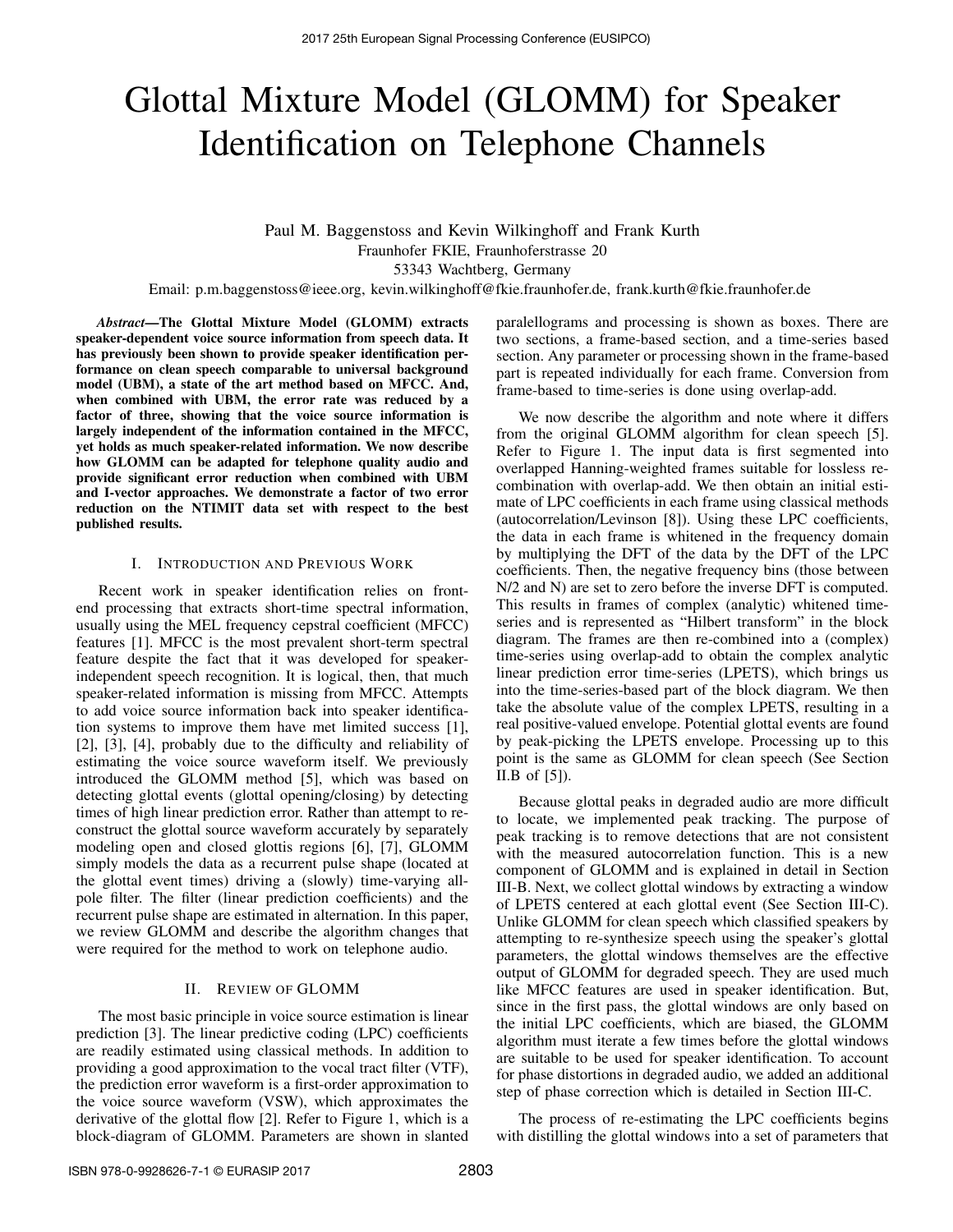# Glottal Mixture Model (GLOMM) for Speaker Identification on Telephone Channels

Paul M. Baggenstoss and Kevin Wilkinghoff and Frank Kurth
Fraunhofer FKIE, Fraunhoferstrasse 20
53343 Wachtberg, Germany
Email: p.m.baggenstoss@ieee.org, kevin.wilkinghoff@fkie.fraunhofer.de, frank.kurth@fkie.fraunhofer.de

***Abstract*—The Glottal Mixture Model (GLOMM) extracts speaker-dependent voice source information from speech data. It has previously been shown to provide speaker identification performance on clean speech comparable to universal background model (UBM), a state of the art method based on MFCC. And, when combined with UBM, the error rate was reduced by a factor of three, showing that the voice source information is largely independent of the information contained in the MFCC, yet holds as much speaker-related information. We now describe how GLOMM can be adapted for telephone quality audio and provide significant error reduction when combined with UBM and I-vector approaches. We demonstrate a factor of two error reduction on the NTIMIT data set with respect to the best published results.**

## I. Introduction and Previous Work

Recent work in speaker identification relies on front-end processing that extracts short-time spectral information, usually using the MEL frequency cepstral coefficient (MFCC) features [1]. MFCC is the most prevalent short-term spectral feature despite the fact that it was developed for speaker-independent speech recognition. It is logical, then, that much speaker-related information is missing from MFCC. Attempts to add voice source information back into speaker identification systems to improve them have met limited success [1], [2], [3], [4], probably due to the difficulty and reliability of estimating the voice source waveform itself. We previously introduced the GLOMM method [5], which was based on detecting glottal events (glottal opening/closing) by detecting times of high linear prediction error. Rather than attempt to reconstruct the glottal source waveform accurately by separately modeling open and closed glottis regions [6], [7], GLOMM simply models the data as a recurrent pulse shape (located at the glottal event times) driving a (slowly) time-varying all-pole filter. The filter (linear prediction coefficients) and the recurrent pulse shape are estimated in alternation. In this paper, we review GLOMM and describe the algorithm changes that were required for the method to work on telephone audio.

## II. Review of GLOMM

The most basic principle in voice source estimation is linear prediction [3]. The linear predictive coding (LPC) coefficients are readily estimated using classical methods. In addition to providing a good approximation to the vocal tract filter (VTF), the prediction error waveform is a first-order approximation to the voice source waveform (VSW), which approximates the derivative of the glottal flow [2]. Refer to Figure 1, which is a block-diagram of GLOMM. Parameters are shown in slanted paralellograms and processing is shown as boxes. There are two sections, a frame-based section, and a time-series based section. Any parameter or processing shown in the frame-based part is repeated individually for each frame. Conversion from frame-based to time-series is done using overlap-add.

We now describe the algorithm and note where it differs from the original GLOMM algorithm for clean speech [5]. Refer to Figure 1. The input data is first segmented into overlapped Hanning-weighted frames suitable for lossless recombination with overlap-add. We then obtain an initial estimate of LPC coefficients in each frame using classical methods (autocorrelation/Levinson [8]). Using these LPC coefficients, the data in each frame is whitened in the frequency domain by multiplying the DFT of the data by the DFT of the LPC coefficients. Then, the negative frequency bins (those between N/2 and N) are set to zero before the inverse DFT is computed. This results in frames of complex (analytic) whitened time-series and is represented as "Hilbert transform" in the block diagram. The frames are then re-combined into a (complex) time-series using overlap-add to obtain the complex analytic linear prediction error time-series (LPETS), which brings us into the time-series-based part of the block diagram. We then take the absolute value of the complex LPETS, resulting in a real positive-valued envelope. Potential glottal events are found by peak-picking the LPETS envelope. Processing up to this point is the same as GLOMM for clean speech (See Section II.B of [5]).

Because glottal peaks in degraded audio are more difficult to locate, we implemented peak tracking. The purpose of peak tracking is to remove detections that are not consistent with the measured autocorrelation function. This is a new component of GLOMM and is explained in detail in Section III-B. Next, we collect glottal windows by extracting a window of LPETS centered at each glottal event (See Section III-C). Unlike GLOMM for clean speech which classified speakers by attempting to re-synthesize speech using the speaker's glottal parameters, the glottal windows themselves are the effective output of GLOMM for degraded speech. They are used much like MFCC features are used in speaker identification. But, since in the first pass, the glottal windows are only based on the initial LPC coefficients, which are biased, the GLOMM algorithm must iterate a few times before the glottal windows are suitable to be used for speaker identification. To account for phase distortions in degraded audio, we added an additional step of phase correction which is detailed in Section III-C.

The process of re-estimating the LPC coefficients begins with distilling the glottal windows into a set of parameters that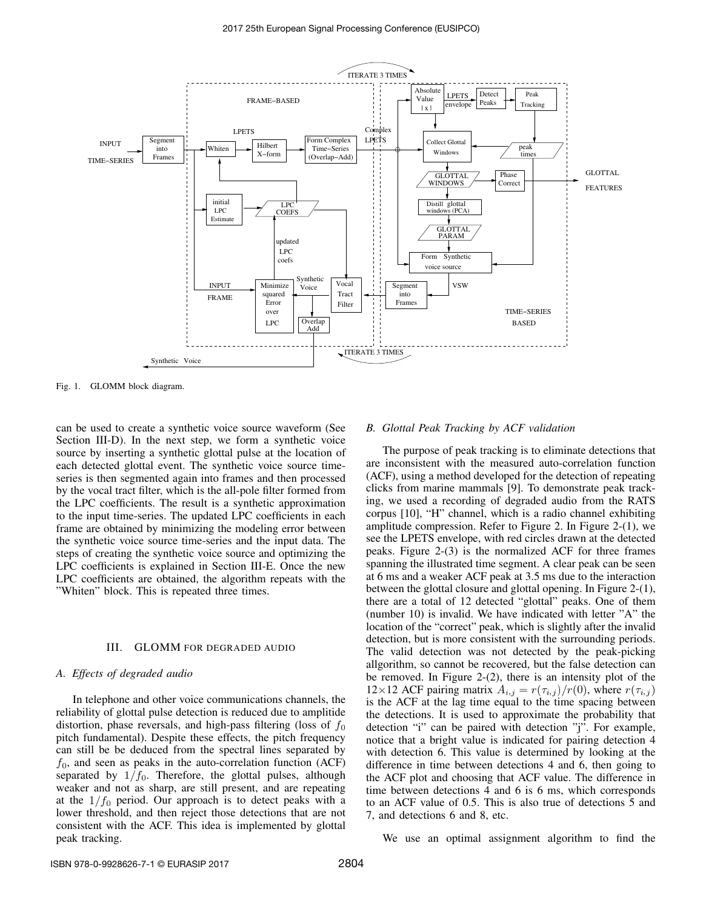Fig. 1. GLOMM block diagram.

can be used to create a synthetic voice source waveform (See Section III-D). In the next step, we form a synthetic voice source by inserting a synthetic glottal pulse at the location of each detected glottal event. The synthetic voice source time-series is then segmented again into frames and then processed by the vocal tract filter, which is the all-pole filter formed from the LPC coefficients. The result is a synthetic approximation to the input time-series. The updated LPC coefficients in each frame are obtained by minimizing the modeling error between the synthetic voice source time-series and the input data. The steps of creating the synthetic voice source and optimizing the LPC coefficients is explained in Section III-E. Once the new LPC coefficients are obtained, the algorithm repeats with the "Whiten" block. This is repeated three times.

## III. GLOMM FOR DEGRADED AUDIO

### A. Effects of degraded audio

In telephone and other voice communications channels, the reliability of glottal pulse detection is reduced due to amplitide distortion, phase reversals, and high-pass filtering (loss of $f_0$ pitch fundamental). Despite these effects, the pitch frequency can still be be deduced from the spectral lines separated by $f_0$, and seen as peaks in the auto-correlation function (ACF) separated by $1/f_0$. Therefore, the glottal pulses, although weaker and not as sharp, are still present, and are repeating at the $1/f_0$ period. Our approach is to detect peaks with a lower threshold, and then reject those detections that are not consistent with the ACF. This idea is implemented by glottal peak tracking.

### B. Glottal Peak Tracking by ACF validation

The purpose of peak tracking is to eliminate detections that are inconsistent with the measured auto-correlation function (ACF), using a method developed for the detection of repeating clicks from marine mammals [9]. To demonstrate peak tracking, we used a recording of degraded audio from the RATS corpus [10], "H" channel, which is a radio channel exhibiting amplitude compression. Refer to Figure 2. In Figure 2-(1), we see the LPETS envelope, with red circles drawn at the detected peaks. Figure 2-(3) is the normalized ACF for three frames spanning the illustrated time segment. A clear peak can be seen at 6 ms and a weaker ACF peak at 3.5 ms due to the interaction between the glottal closure and glottal opening. In Figure 2-(1), there are a total of 12 detected "glottal" peaks. One of them (number 10) is invalid. We have indicated with letter "A" the location of the "correct" peak, which is slightly after the invalid detection, but is more consistent with the surrounding periods. The valid detection was not detected by the peak-picking allgorithm, so cannot be recovered, but the false detection can be removed. In Figure 2-(2), there is an intensity plot of the $12\times12$ ACF pairing matrix $A_{i,j} = r(\tau_{i,j})/r(0)$, where $r(\tau_{i,j})$ is the ACF at the lag time equal to the time spacing between the detections. It is used to approximate the probability that detection "i" can be paired with detection "j". For example, notice that a bright value is indicated for pairing detection 4 with detection 6. This value is determined by looking at the difference in time between detections 4 and 6, then going to the ACF plot and choosing that ACF value. The difference in time between detections 4 and 6 is 6 ms, which corresponds to an ACF value of 0.5. This is also true of detections 5 and 7, and detections 6 and 8, etc.

We use an optimal assignment algorithm to find the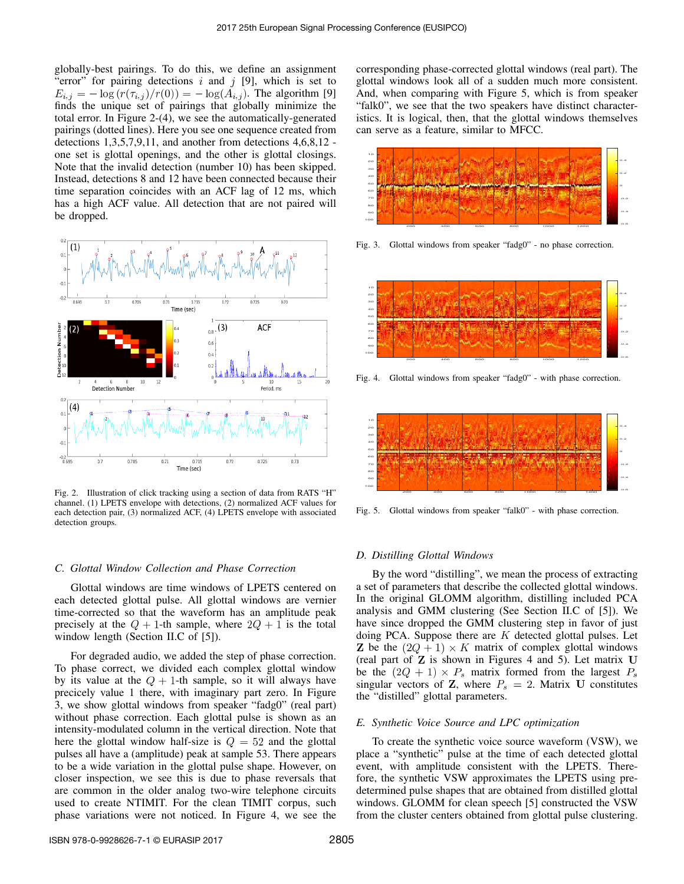globally-best pairings. To do this, we define an assignment "error" for pairing detections $i$ and $j$ [9], which is set to $E_{i,j} = -\log\left(r(\tau_{i,j})/r(0)\right) = -\log(A_{i,j})$. The algorithm [9] finds the unique set of pairings that globally minimize the total error. In Figure 2-(4), we see the automatically-generated pairings (dotted lines). Here you see one sequence created from detections 1,3,5,7,9,11, and another from detections 4,6,8,12 - one set is glottal openings, and the other is glottal closings. Note that the invalid detection (number 10) has been skipped. Instead, detections 8 and 12 have been connected because their time separation coincides with an ACF lag of 12 ms, which has a high ACF value. All detection that are not paired will be dropped.

Fig. 2. Illustration of click tracking using a section of data from RATS "H" channel. (1) LPETS envelope with detections, (2) normalized ACF values for each detection pair, (3) normalized ACF, (4) LPETS envelope with associated detection groups.

### C. Glottal Window Collection and Phase Correction

Glottal windows are time windows of LPETS centered on each detected glottal pulse. All glottal windows are vernier time-corrected so that the waveform has an amplitude peak precisely at the $Q+1$-th sample, where $2Q+1$ is the total window length (Section II.C of [5]).

For degraded audio, we added the step of phase correction. To phase correct, we divided each complex glottal window by its value at the $Q+1$-th sample, so it will always have precicely value 1 there, with imaginary part zero. In Figure 3, we show glottal windows from speaker "fadg0" (real part) without phase correction. Each glottal pulse is shown as an intensity-modulated column in the vertical direction. Note that here the glottal window half-size is $Q = 52$ and the glottal pulses all have a (amplitude) peak at sample 53. There appears to be a wide variation in the glottal pulse shape. However, on closer inspection, we see this is due to phase reversals that are common in the older analog two-wire telephone circuits used to create NTIMIT. For the clean TIMIT corpus, such phase variations were not noticed. In Figure 4, we see the corresponding phase-corrected glottal windows (real part). The glottal windows look all of a sudden much more consistent. And, when comparing with Figure 5, which is from speaker "falk0", we see that the two speakers have distinct characteristics. It is logical, then, that the glottal windows themselves can serve as a feature, similar to MFCC.

Fig. 3. Glottal windows from speaker "fadg0" - no phase correction.

Fig. 4. Glottal windows from speaker "fadg0" - with phase correction.

Fig. 5. Glottal windows from speaker "falk0" - with phase correction.

### D. Distilling Glottal Windows

By the word "distilling", we mean the process of extracting a set of parameters that describe the collected glottal windows. In the original GLOMM algorithm, distilling included PCA analysis and GMM clustering (See Section II.C of [5]). We have since dropped the GMM clustering step in favor of just doing PCA. Suppose there are $K$ detected glottal pulses. Let $\mathbf{Z}$ be the $(2Q+1) \times K$ matrix of complex glottal windows (real part of $\mathbf{Z}$ is shown in Figures 4 and 5). Let matrix $\mathbf{U}$ be the $(2Q+1) \times P_s$ matrix formed from the largest $P_s$ singular vectors of $\mathbf{Z}$, where $P_s = 2$. Matrix $\mathbf{U}$ constitutes the "distilled" glottal parameters.

### E. Synthetic Voice Source and LPC optimization

To create the synthetic voice source waveform (VSW), we place a "synthetic" pulse at the time of each detected glottal event, with amplitude consistent with the LPETS. Therefore, the synthetic VSW approximates the LPETS using pre-determined pulse shapes that are obtained from distilled glottal windows. GLOMM for clean speech [5] constructed the VSW from the cluster centers obtained from glottal pulse clustering.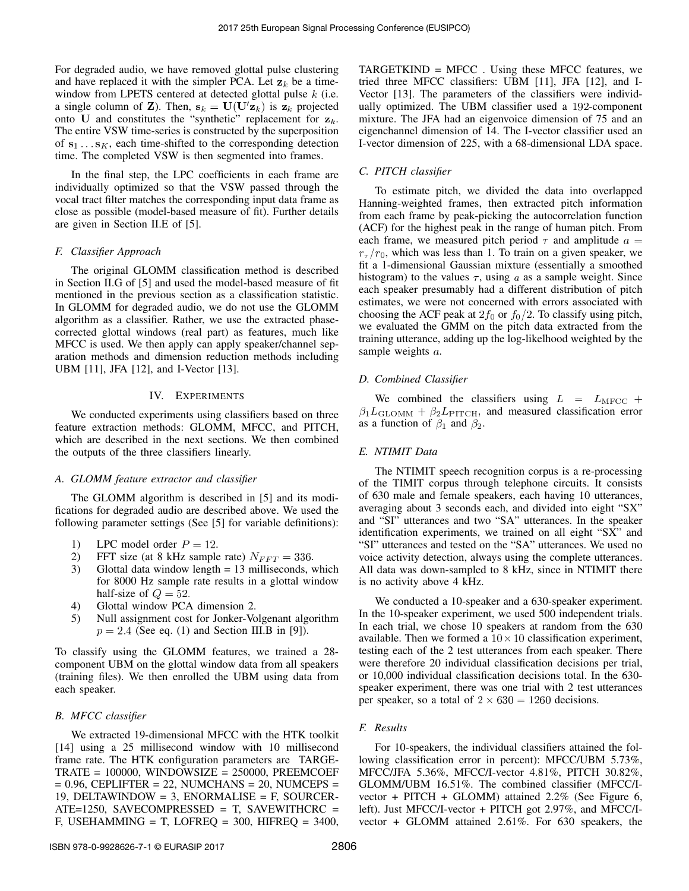For degraded audio, we have removed glottal pulse clustering and have replaced it with the simpler PCA. Let $\mathbf{z}_k$ be a time-window from LPETS centered at detected glottal pulse $k$ (i.e. a single column of $\mathbf{Z}$). Then, $\mathbf{s}_k = \mathbf{U}(\mathbf{U}'\mathbf{z}_k)$ is $\mathbf{z}_k$ projected onto $\mathbf{U}$ and constitutes the "synthetic" replacement for $\mathbf{z}_k$. The entire VSW time-series is constructed by the superposition of $\mathbf{s}_1 \ldots \mathbf{s}_K$, each time-shifted to the corresponding detection time. The completed VSW is then segmented into frames.

In the final step, the LPC coefficients in each frame are individually optimized so that the VSW passed through the vocal tract filter matches the corresponding input data frame as close as possible (model-based measure of fit). Further details are given in Section II.E of [5].

### *F. Classifier Approach*

The original GLOMM classification method is described in Section II.G of [5] and used the model-based measure of fit mentioned in the previous section as a classification statistic. In GLOMM for degraded audio, we do not use the GLOMM algorithm as a classifier. Rather, we use the extracted phase-corrected glottal windows (real part) as features, much like MFCC is used. We then apply can apply speaker/channel separation methods and dimension reduction methods including UBM [11], JFA [12], and I-Vector [13].

## IV. Experiments

We conducted experiments using classifiers based on three feature extraction methods: GLOMM, MFCC, and PITCH, which are described in the next sections. We then combined the outputs of the three classifiers linearly.

### *A. GLOMM feature extractor and classifier*

The GLOMM algorithm is described in [5] and its modifications for degraded audio are described above. We used the following parameter settings (See [5] for variable definitions):

1) LPC model order $P = 12$.
2) FFT size (at 8 kHz sample rate) $N_{FFT} = 336$.
3) Glottal data window length = 13 milliseconds, which for 8000 Hz sample rate results in a glottal window half-size of $Q = 52$.
4) Glottal window PCA dimension 2.
5) Null assignment cost for Jonker-Volgenant algorithm $p = 2.4$ (See eq. (1) and Section III.B in [9]).

To classify using the GLOMM features, we trained a 28-component UBM on the glottal window data from all speakers (training files). We then enrolled the UBM using data from each speaker.

### *B. MFCC classifier*

We extracted 19-dimensional MFCC with the HTK toolkit [14] using a 25 millisecond window with 10 millisecond frame rate. The HTK configuration parameters are TARGETRATE = 100000, WINDOWSIZE = 250000, PREEMCOEF = 0.96, CEPLIFTER = 22, NUMCHANS = 20, NUMCEPS = 19, DELTAWINDOW = 3, ENORMALISE = F, SOURCERATE=1250, SAVECOMPRESSED = T, SAVEWITHCRC = F, USEHAMMING = T, LOFREQ = 300, HIFREQ = 3400, TARGETKIND = MFCC . Using these MFCC features, we tried three MFCC classifiers: UBM [11], JFA [12], and I-Vector [13]. The parameters of the classifiers were individually optimized. The UBM classifier used a 192-component mixture. The JFA had an eigenvoice dimension of 75 and an eigenchannel dimension of 14. The I-vector classifier used an I-vector dimension of 225, with a 68-dimensional LDA space.

### *C. PITCH classifier*

To estimate pitch, we divided the data into overlapped Hanning-weighted frames, then extracted pitch information from each frame by peak-picking the autocorrelation function (ACF) for the highest peak in the range of human pitch. From each frame, we measured pitch period $\tau$ and amplitude $a = r_\tau / r_0$, which was less than 1. To train on a given speaker, we fit a 1-dimensional Gaussian mixture (essentially a smoothed histogram) to the values $\tau$, using $a$ as a sample weight. Since each speaker presumably had a different distribution of pitch estimates, we were not concerned with errors associated with choosing the ACF peak at $2f_0$ or $f_0/2$. To classify using pitch, we evaluated the GMM on the pitch data extracted from the training utterance, adding up the log-likelihood weighted by the sample weights $a$.

### *D. Combined Classifier*

We combined the classifiers using $L = L_{\text{MFCC}} + \beta_1 L_{\text{GLOMM}} + \beta_2 L_{\text{PITCH}}$, and measured classification error as a function of $\beta_1$ and $\beta_2$.

### *E. NTIMIT Data*

The NTIMIT speech recognition corpus is a re-processing of the TIMIT corpus through telephone circuits. It consists of 630 male and female speakers, each having 10 utterances, averaging about 3 seconds each, and divided into eight "SX" and "SI" utterances and two "SA" utterances. In the speaker identification experiments, we trained on all eight "SX" and "SI" utterances and tested on the "SA" utterances. We used no voice activity detection, always using the complete utterances. All data was down-sampled to 8 kHz, since in NTIMIT there is no activity above 4 kHz.

We conducted a 10-speaker and a 630-speaker experiment. In the 10-speaker experiment, we used 500 independent trials. In each trial, we chose 10 speakers at random from the 630 available. Then we formed a $10 \times 10$ classification experiment, testing each of the 2 test utterances from each speaker. There were therefore 20 individual classification decisions per trial, or 10,000 individual classification decisions total. In the 630-speaker experiment, there was one trial with 2 test utterances per speaker, so a total of $2 \times 630 = 1260$ decisions.

### *F. Results*

For 10-speakers, the individual classifiers attained the following classification error in percent): MFCC/UBM 5.73%, MFCC/JFA 5.36%, MFCC/I-vector 4.81%, PITCH 30.82%, GLOMM/UBM 16.51%. The combined classifier (MFCC/I-vector + PITCH + GLOMM) attained 2.2% (See Figure 6, left). Just MFCC/I-vector + PITCH got 2.97%, and MFCC/I-vector + GLOMM attained 2.61%. For 630 speakers, the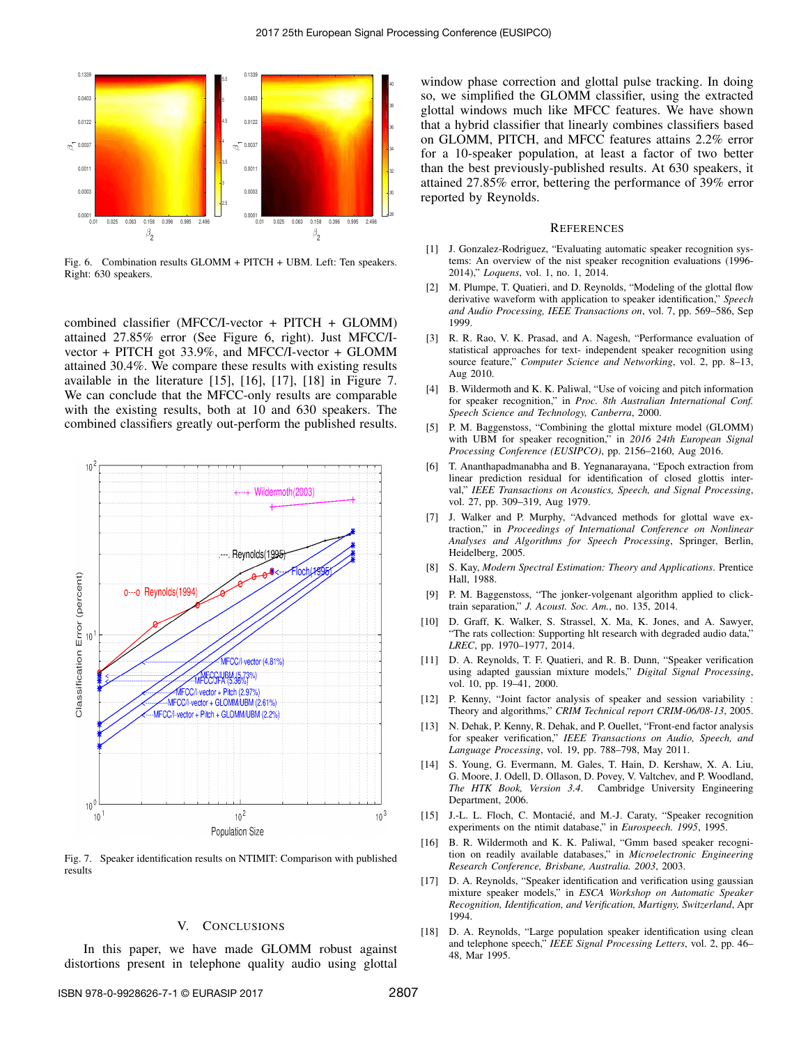0.1339
0.0403
0.0122
$\beta_1$ 0.0037
0.0011
0.0003
0.0001
0.01 0.025 0.063 0.158 0.396 0.995 2.496
$\beta_2$

5.5
5
4.5
4
3.5
3
2.5

0.1339
0.0403
0.0122
$\beta_1$ 0.0037
0.0011
0.0003
0.0001
0.01 0.025 0.063 0.158 0.396 0.995 2.496
$\beta_2$

40
38
36
34
32
30
28

Fig. 6. Combination results GLOMM + PITCH + UBM. Left: Ten speakers. Right: 630 speakers.

combined classifier (MFCC/I-vector + PITCH + GLOMM) attained 27.85% error (See Figure 6, right). Just MFCC/I-vector + PITCH got 33.9%, and MFCC/I-vector + GLOMM attained 30.4%. We compare these results with existing results available in the literature [15], [16], [17], [18] in Figure 7. We can conclude that the MFCC-only results are comparable with the existing results, both at 10 and 630 speakers. The combined classifiers greatly out-perform the published results.

Classification Error (percent)
$10^2$
$10^1$
$10^0$
$10^1$ $10^2$ $10^3$
Population Size
Wildermoth(2003)
Reynolds(1995)
Reynolds(1994)
Floch(1995)
MFCC/I-vector (4.81%)
MFCC/UBM (5.73%)
MFCC/JFA (5.36%)
MFCC/I-vector + Pitch (2.97%)
MFCC/I-vector + GLOMM/UBM (2.61%)
MFCC/I-vector + Pitch + GLOMM/UBM (2.2%)

Fig. 7. Speaker identification results on NTIMIT: Comparison with published results

## V. Conclusions

In this paper, we have made GLOMM robust against distortions present in telephone quality audio using glottal window phase correction and glottal pulse tracking. In doing so, we simplified the GLOMM classifier, using the extracted glottal windows much like MFCC features. We have shown that a hybrid classifier that linearly combines classifiers based on GLOMM, PITCH, and MFCC features attains 2.2% error for a 10-speaker population, at least a factor of two better than the best previously-published results. At 630 speakers, it attained 27.85% error, bettering the performance of 39% error reported by Reynolds.

## References

[1] J. Gonzalez-Rodriguez, "Evaluating automatic speaker recognition systems: An overview of the nist speaker recognition evaluations (1996-2014)," *Loquens*, vol. 1, no. 1, 2014.

[2] M. Plumpe, T. Quatieri, and D. Reynolds, "Modeling of the glottal flow derivative waveform with application to speaker identification," *Speech and Audio Processing, IEEE Transactions on*, vol. 7, pp. 569–586, Sep 1999.

[3] R. R. Rao, V. K. Prasad, and A. Nagesh, "Performance evaluation of statistical approaches for text- independent speaker recognition using source feature," *Computer Science and Networking*, vol. 2, pp. 8–13, Aug 2010.

[4] B. Wildermoth and K. K. Paliwal, "Use of voicing and pitch information for speaker recognition," in *Proc. 8th Australian International Conf. Speech Science and Technology, Canberra*, 2000.

[5] P. M. Baggenstoss, "Combining the glottal mixture model (GLOMM) with UBM for speaker recognition," in *2016 24th European Signal Processing Conference (EUSIPCO)*, pp. 2156–2160, Aug 2016.

[6] T. Ananthapadmanabha and B. Yegnanarayana, "Epoch extraction from linear prediction residual for identification of closed glottis interval," *IEEE Transactions on Acoustics, Speech, and Signal Processing*, vol. 27, pp. 309–319, Aug 1979.

[7] J. Walker and P. Murphy, "Advanced methods for glottal wave extraction," in *Proceedings of International Conference on Nonlinear Analyses and Algorithms for Speech Processing*, Springer, Berlin, Heidelberg, 2005.

[8] S. Kay, *Modern Spectral Estimation: Theory and Applications*. Prentice Hall, 1988.

[9] P. M. Baggenstoss, "The jonker-volgenant algorithm applied to click-train separation," *J. Acoust. Soc. Am.*, no. 135, 2014.

[10] D. Graff, K. Walker, S. Strassel, X. Ma, K. Jones, and A. Sawyer, "The rats collection: Supporting hlt research with degraded audio data," *LREC*, pp. 1970–1977, 2014.

[11] D. A. Reynolds, T. F. Quatieri, and R. B. Dunn, "Speaker verification using adapted gaussian mixture models," *Digital Signal Processing*, vol. 10, pp. 19–41, 2000.

[12] P. Kenny, "Joint factor analysis of speaker and session variability : Theory and algorithms," *CRIM Technical report CRIM-06/08-13*, 2005.

[13] N. Dehak, P. Kenny, R. Dehak, and P. Ouellet, "Front-end factor analysis for speaker verification," *IEEE Transactions on Audio, Speech, and Language Processing*, vol. 19, pp. 788–798, May 2011.

[14] S. Young, G. Evermann, M. Gales, T. Hain, D. Kershaw, X. A. Liu, G. Moore, J. Odell, D. Ollason, D. Povey, V. Valtchev, and P. Woodland, *The HTK Book, Version 3.4*. Cambridge University Engineering Department, 2006.

[15] J.-L. L. Floch, C. Montacié, and M.-J. Caraty, "Speaker recognition experiments on the ntimit database," in *Eurospeech. 1995*, 1995.

[16] B. R. Wildermoth and K. K. Paliwal, "Gmm based speaker recognition on readily available databases," in *Microelectronic Engineering Research Conference, Brisbane, Australia. 2003*, 2003.

[17] D. A. Reynolds, "Speaker identification and verification using gaussian mixture speaker models," in *ESCA Workshop on Automatic Speaker Recognition, Identification, and Verification, Martigny, Switzerland*, Apr 1994.

[18] D. A. Reynolds, "Large population speaker identification using clean and telephone speech," *IEEE Signal Processing Letters*, vol. 2, pp. 46–48, Mar 1995.